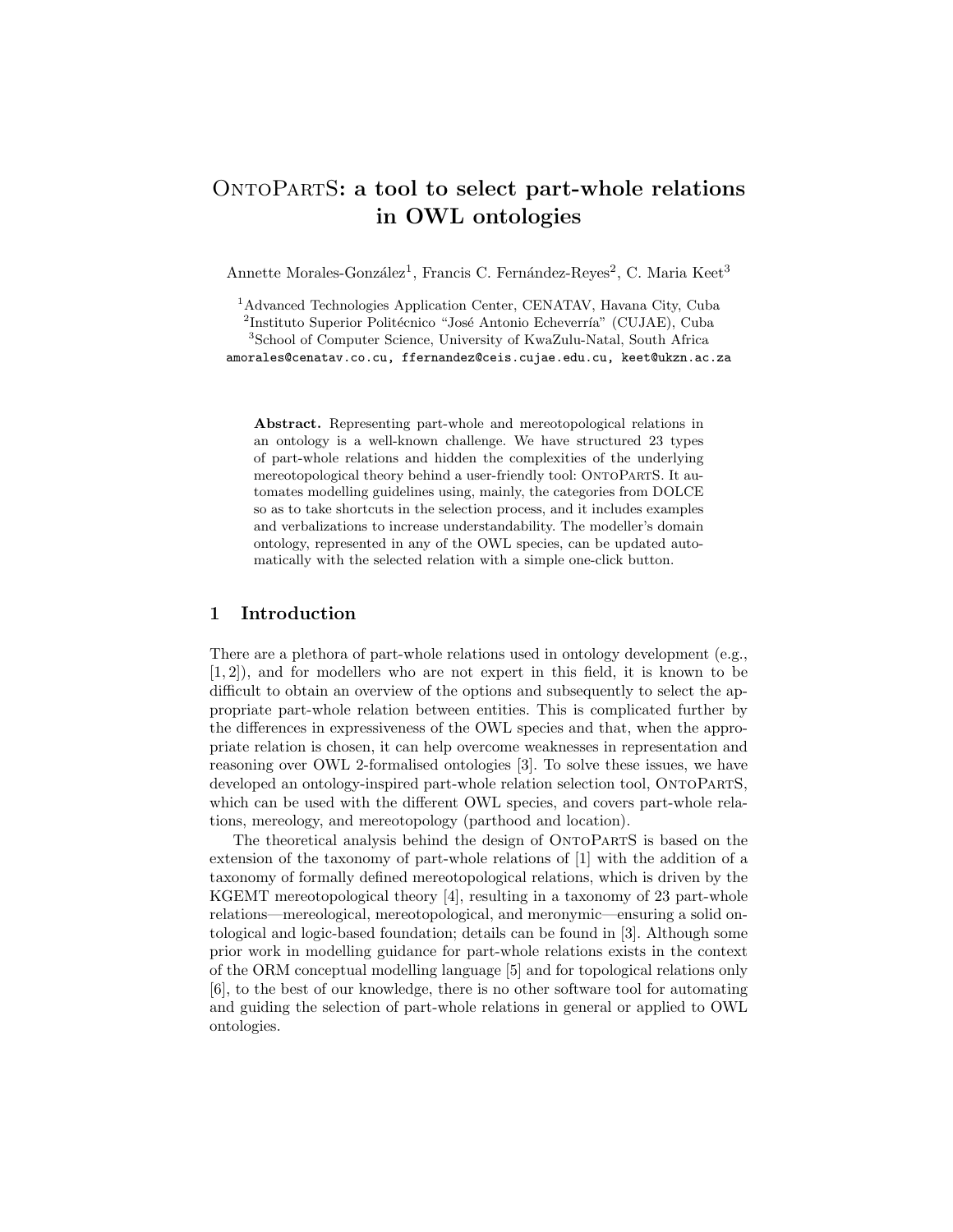# OntoPartS: a tool to select part-whole relations in OWL ontologies

Annette Morales-González[1], Francis C. Fernández-Reyes[2], C. Maria Keet[3]

[1]Advanced Technologies Application Center, CENATAV, Havana City, Cuba
[2]Instituto Superior Politécnico "José Antonio Echeverría" (CUJAE), Cuba
[3]School of Computer Science, University of KwaZulu-Natal, South Africa
amorales@cenatav.co.cu, ffernandez@ceis.cujae.edu.cu, keet@ukzn.ac.za

**Abstract.** Representing part-whole and mereotopological relations in an ontology is a well-known challenge. We have structured 23 types of part-whole relations and hidden the complexities of the underlying mereotopological theory behind a user-friendly tool: OntoPartS. It automates modelling guidelines using, mainly, the categories from DOLCE so as to take shortcuts in the selection process, and it includes examples and verbalizations to increase understandability. The modeller's domain ontology, represented in any of the OWL species, can be updated automatically with the selected relation with a simple one-click button.

## 1 Introduction

There are a plethora of part-whole relations used in ontology development (e.g., [1, 2]), and for modellers who are not expert in this field, it is known to be difficult to obtain an overview of the options and subsequently to select the appropriate part-whole relation between entities. This is complicated further by the differences in expressiveness of the OWL species and that, when the appropriate relation is chosen, it can help overcome weaknesses in representation and reasoning over OWL 2-formalised ontologies [3]. To solve these issues, we have developed an ontology-inspired part-whole relation selection tool, OntoPartS, which can be used with the different OWL species, and covers part-whole relations, mereology, and mereotopology (parthood and location).

The theoretical analysis behind the design of OntoPartS is based on the extension of the taxonomy of part-whole relations of [1] with the addition of a taxonomy of formally defined mereotopological relations, which is driven by the KGEMT mereotopological theory [4], resulting in a taxonomy of 23 part-whole relations—mereological, mereotopological, and meronymic—ensuring a solid ontological and logic-based foundation; details can be found in [3]. Although some prior work in modelling guidance for part-whole relations exists in the context of the ORM conceptual modelling language [5] and for topological relations only [6], to the best of our knowledge, there is no other software tool for automating and guiding the selection of part-whole relations in general or applied to OWL ontologies.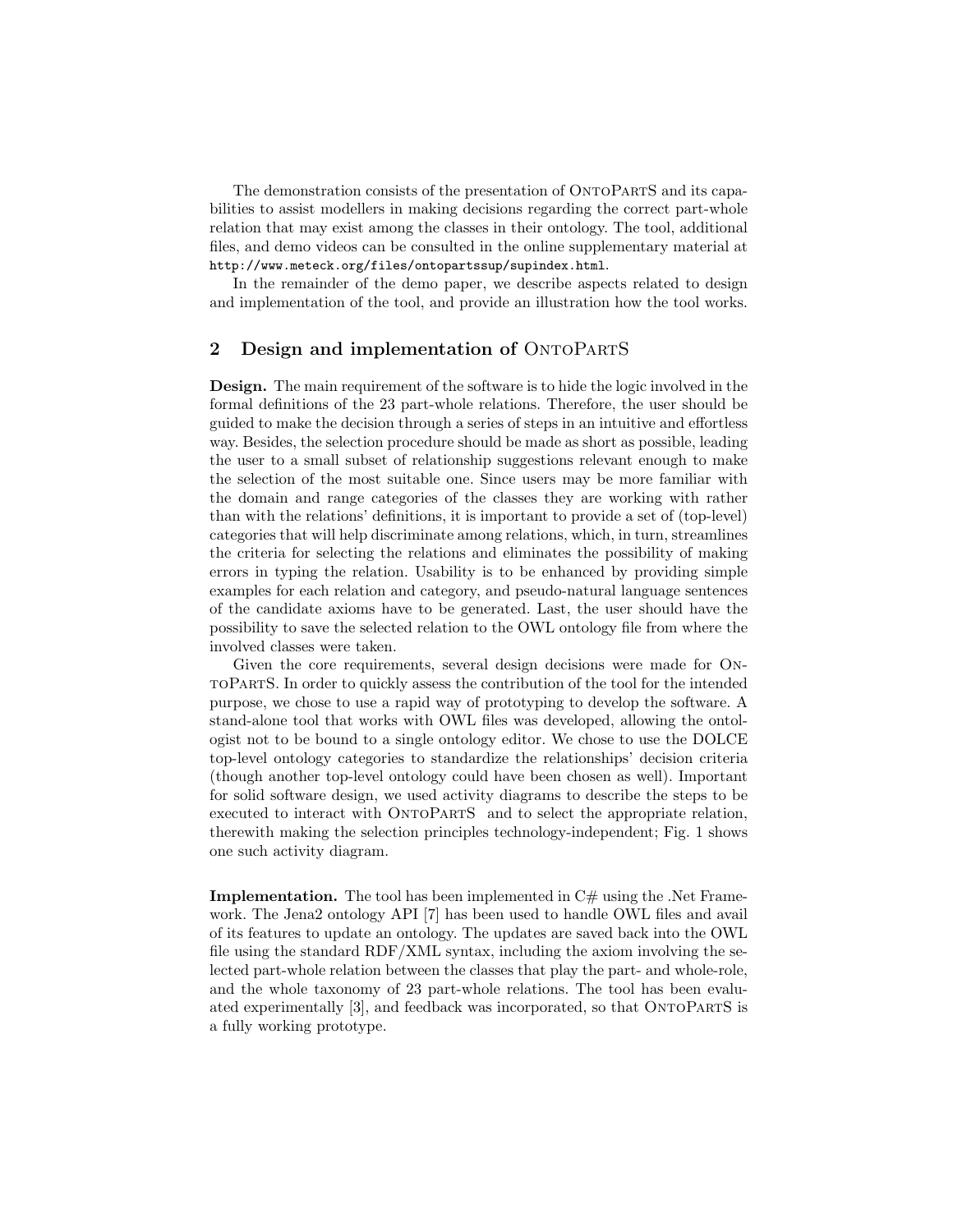The demonstration consists of the presentation of OntoPartS and its capabilities to assist modellers in making decisions regarding the correct part-whole relation that may exist among the classes in their ontology. The tool, additional files, and demo videos can be consulted in the online supplementary material at http://www.meteck.org/files/ontopartssup/supindex.html.

In the remainder of the demo paper, we describe aspects related to design and implementation of the tool, and provide an illustration how the tool works.

## 2 Design and implementation of OntoPartS

**Design.** The main requirement of the software is to hide the logic involved in the formal definitions of the 23 part-whole relations. Therefore, the user should be guided to make the decision through a series of steps in an intuitive and effortless way. Besides, the selection procedure should be made as short as possible, leading the user to a small subset of relationship suggestions relevant enough to make the selection of the most suitable one. Since users may be more familiar with the domain and range categories of the classes they are working with rather than with the relations' definitions, it is important to provide a set of (top-level) categories that will help discriminate among relations, which, in turn, streamlines the criteria for selecting the relations and eliminates the possibility of making errors in typing the relation. Usability is to be enhanced by providing simple examples for each relation and category, and pseudo-natural language sentences of the candidate axioms have to be generated. Last, the user should have the possibility to save the selected relation to the OWL ontology file from where the involved classes were taken.

Given the core requirements, several design decisions were made for OntoPartS. In order to quickly assess the contribution of the tool for the intended purpose, we chose to use a rapid way of prototyping to develop the software. A stand-alone tool that works with OWL files was developed, allowing the ontologist not to be bound to a single ontology editor. We chose to use the DOLCE top-level ontology categories to standardize the relationships' decision criteria (though another top-level ontology could have been chosen as well). Important for solid software design, we used activity diagrams to describe the steps to be executed to interact with OntoPartS and to select the appropriate relation, therewith making the selection principles technology-independent; Fig. 1 shows one such activity diagram.

**Implementation.** The tool has been implemented in C# using the .Net Framework. The Jena2 ontology API [7] has been used to handle OWL files and avail of its features to update an ontology. The updates are saved back into the OWL file using the standard RDF/XML syntax, including the axiom involving the selected part-whole relation between the classes that play the part- and whole-role, and the whole taxonomy of 23 part-whole relations. The tool has been evaluated experimentally [3], and feedback was incorporated, so that OntoPartS is a fully working prototype.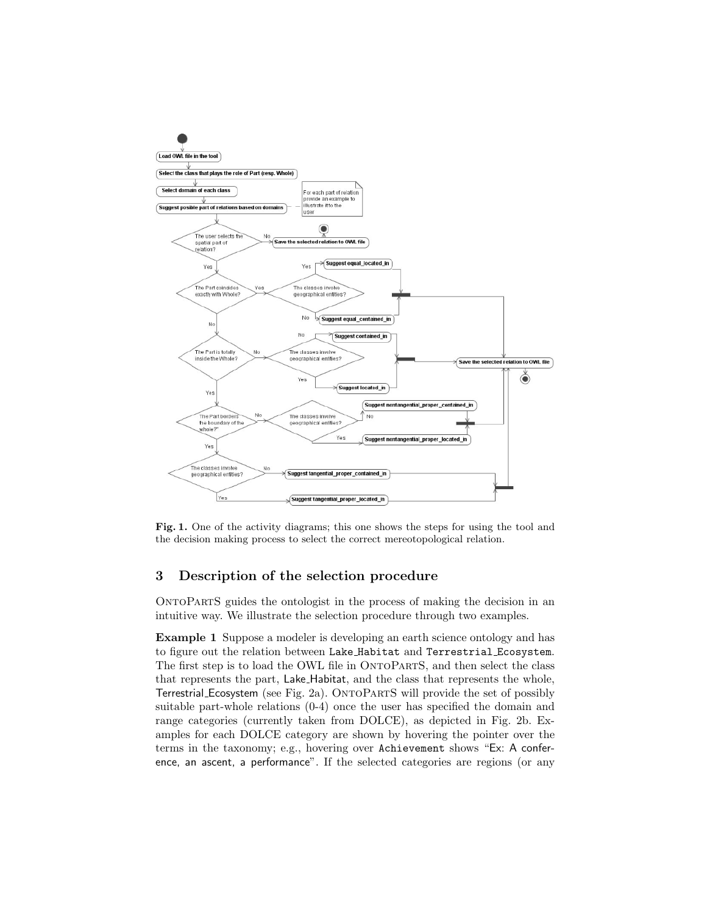Fig. 1. One of the activity diagrams; this one shows the steps for using the tool and the decision making process to select the correct mereotopological relation.

## 3 Description of the selection procedure

OntoPartS guides the ontologist in the process of making the decision in an intuitive way. We illustrate the selection procedure through two examples.

**Example 1** Suppose a modeler is developing an earth science ontology and has to figure out the relation between Lake_Habitat and Terrestrial_Ecosystem. The first step is to load the OWL file in OntoPartS, and then select the class that represents the part, Lake_Habitat, and the class that represents the whole, Terrestrial_Ecosystem (see Fig. 2a). OntoPartS will provide the set of possibly suitable part-whole relations (0-4) once the user has specified the domain and range categories (currently taken from DOLCE), as depicted in Fig. 2b. Examples for each DOLCE category are shown by hovering the pointer over the terms in the taxonomy; e.g., hovering over Achievement shows "Ex: A conference, an ascent, a performance". If the selected categories are regions (or any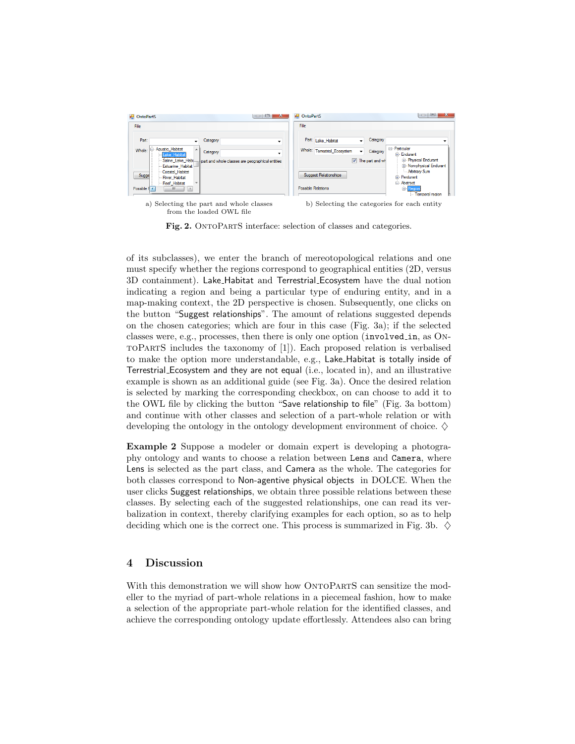a) Selecting the part and whole classes from the loaded OWL file

b) Selecting the categories for each entity

**Fig. 2.** OntoPartS interface: selection of classes and categories.

of its subclasses), we enter the branch of mereotopological relations and one must specify whether the regions correspond to geographical entities (2D, versus 3D containment). Lake_Habitat and Terrestrial_Ecosystem have the dual notion indicating a region and being a particular type of enduring entity, and in a map-making context, the 2D perspective is chosen. Subsequently, one clicks on the button "Suggest relationships". The amount of relations suggested depends on the chosen categories; which are four in this case (Fig. 3a); if the selected classes were, e.g., processes, then there is only one option (`involved_in`, as OntoPartS includes the taxonomy of [1]). Each proposed relation is verbalised to make the option more understandable, e.g., Lake_Habitat is totally inside of Terrestrial_Ecosystem and they are not equal (i.e., located in), and an illustrative example is shown as an additional guide (see Fig. 3a). Once the desired relation is selected by marking the corresponding checkbox, on can choose to add it to the OWL file by clicking the button "Save relationship to file" (Fig. 3a bottom) and continue with other classes and selection of a part-whole relation or with developing the ontology in the ontology development environment of choice. ♢

**Example 2** Suppose a modeler or domain expert is developing a photography ontology and wants to choose a relation between `Lens` and `Camera`, where `Lens` is selected as the part class, and `Camera` as the whole. The categories for both classes correspond to Non-agentive physical objects in DOLCE. When the user clicks Suggest relationships, we obtain three possible relations between these classes. By selecting each of the suggested relationships, one can read its verbalization in context, thereby clarifying examples for each option, so as to help deciding which one is the correct one. This process is summarized in Fig. 3b. ♢

## 4 Discussion

With this demonstration we will show how OntoPartS can sensitize the modeller to the myriad of part-whole relations in a piecemeal fashion, how to make a selection of the appropriate part-whole relation for the identified classes, and achieve the corresponding ontology update effortlessly. Attendees also can bring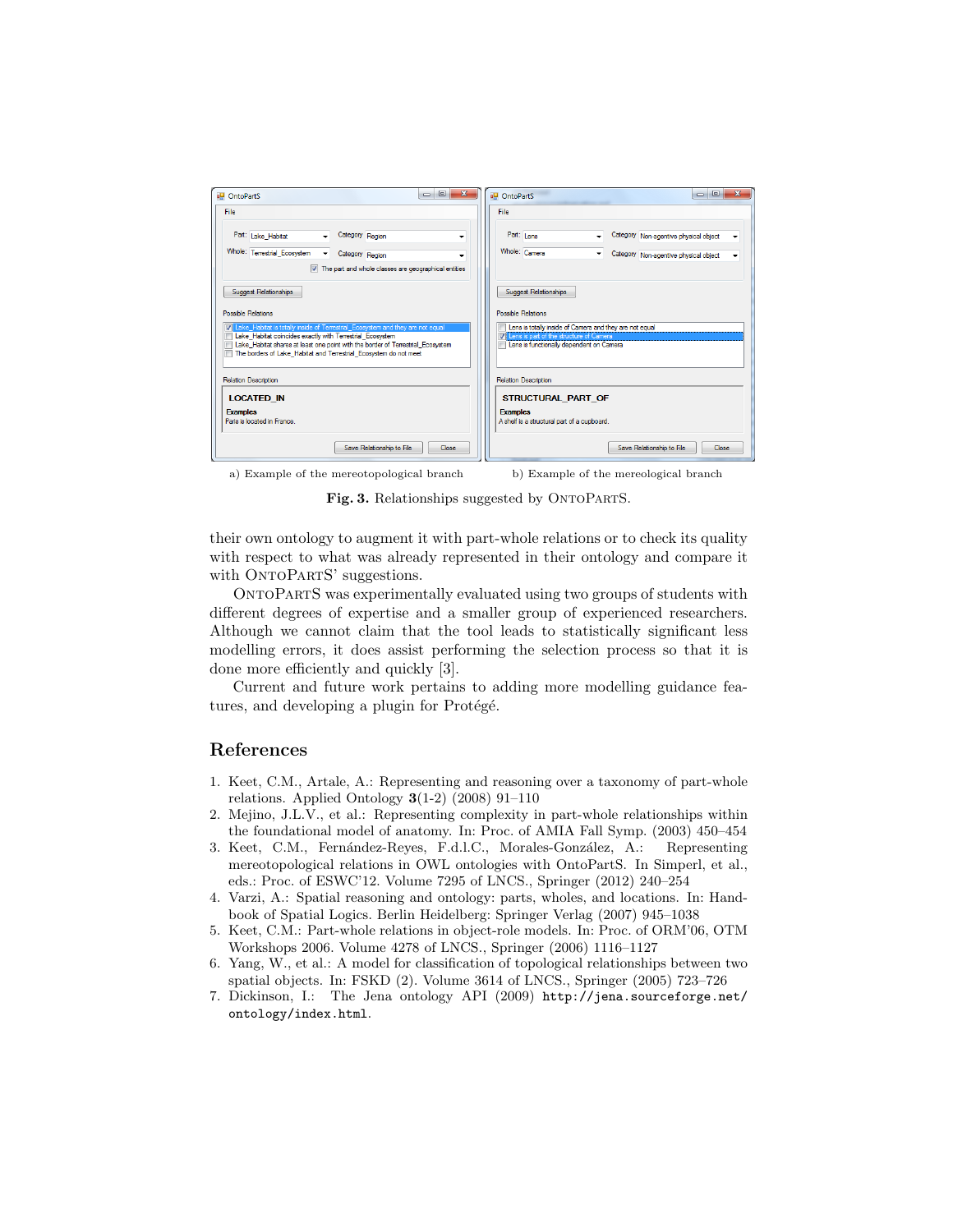a) Example of the mereotopological branch

b) Example of the mereological branch

**Fig. 3.** Relationships suggested by OntoPartS.

their own ontology to augment it with part-whole relations or to check its quality with respect to what was already represented in their ontology and compare it with OntoPartS' suggestions.

OntoPartS was experimentally evaluated using two groups of students with different degrees of expertise and a smaller group of experienced researchers. Although we cannot claim that the tool leads to statistically significant less modelling errors, it does assist performing the selection process so that it is done more efficiently and quickly [3].

Current and future work pertains to adding more modelling guidance features, and developing a plugin for Protégé.

## References

1. Keet, C.M., Artale, A.: Representing and reasoning over a taxonomy of part-whole relations. Applied Ontology **3**(1-2) (2008) 91–110
2. Mejino, J.L.V., et al.: Representing complexity in part-whole relationships within the foundational model of anatomy. In: Proc. of AMIA Fall Symp. (2003) 450–454
3. Keet, C.M., Fernández-Reyes, F.d.l.C., Morales-González, A.: Representing mereotopological relations in OWL ontologies with OntoPartS. In Simperl, et al., eds.: Proc. of ESWC'12. Volume 7295 of LNCS., Springer (2012) 240–254
4. Varzi, A.: Spatial reasoning and ontology: parts, wholes, and locations. In: Handbook of Spatial Logics. Berlin Heidelberg: Springer Verlag (2007) 945–1038
5. Keet, C.M.: Part-whole relations in object-role models. In: Proc. of ORM'06, OTM Workshops 2006. Volume 4278 of LNCS., Springer (2006) 1116–1127
6. Yang, W., et al.: A model for classification of topological relationships between two spatial objects. In: FSKD (2). Volume 3614 of LNCS., Springer (2005) 723–726
7. Dickinson, I.: The Jena ontology API (2009) `http://jena.sourceforge.net/ontology/index.html`.